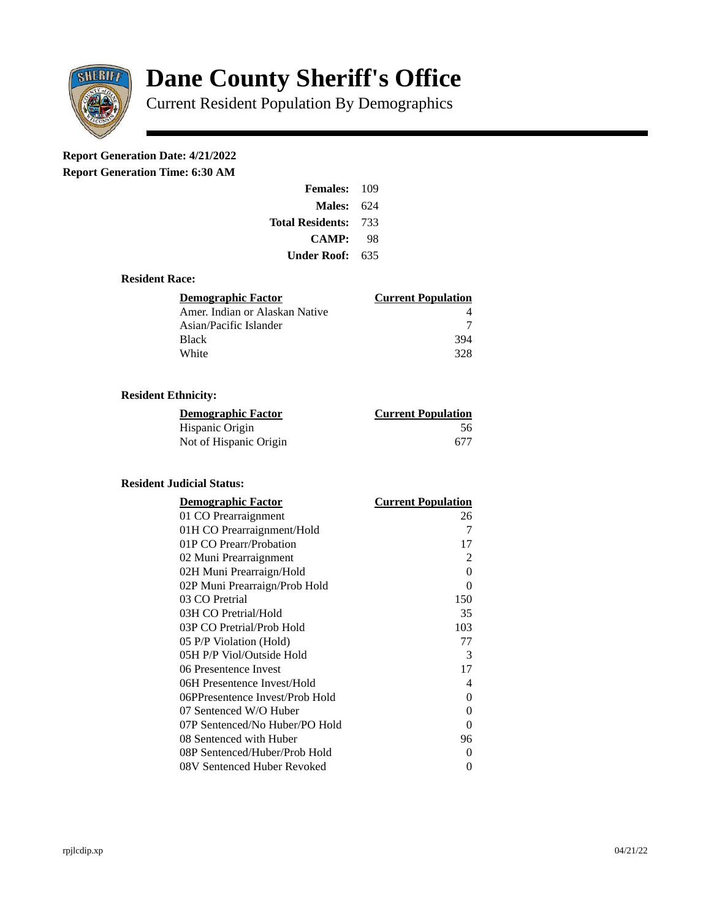# Dane County Sheriff's Office

Current Resident Population By Demographics

**Report Generation Date: 4/21/2022**

**Report Generation Time: 6:30 AM**

| | |
|---|---|
| **Females:** | 109 |
| **Males:** | 624 |
| **Total Residents:** | 733 |
| **CAMP:** | 98 |
| **Under Roof:** | 635 |

### Resident Race:

| Demographic Factor | Current Population |
|---|---|
| Amer. Indian or Alaskan Native | 4 |
| Asian/Pacific Islander | 7 |
| Black | 394 |
| White | 328 |

### Resident Ethnicity:

| Demographic Factor | Current Population |
|---|---|
| Hispanic Origin | 56 |
| Not of Hispanic Origin | 677 |

### Resident Judicial Status:

| Demographic Factor | Current Population |
|---|---|
| 01 CO Prearraignment | 26 |
| 01H CO Prearraignment/Hold | 7 |
| 01P CO Prearr/Probation | 17 |
| 02 Muni Prearraignment | 2 |
| 02H Muni Prearraign/Hold | 0 |
| 02P Muni Prearraign/Prob Hold | 0 |
| 03 CO Pretrial | 150 |
| 03H CO Pretrial/Hold | 35 |
| 03P CO Pretrial/Prob Hold | 103 |
| 05 P/P Violation (Hold) | 77 |
| 05H P/P Viol/Outside Hold | 3 |
| 06 Presentence Invest | 17 |
| 06H Presentence Invest/Hold | 4 |
| 06PPresentence Invest/Prob Hold | 0 |
| 07 Sentenced W/O Huber | 0 |
| 07P Sentenced/No Huber/PO Hold | 0 |
| 08 Sentenced with Huber | 96 |
| 08P Sentenced/Huber/Prob Hold | 0 |
| 08V Sentenced Huber Revoked | 0 |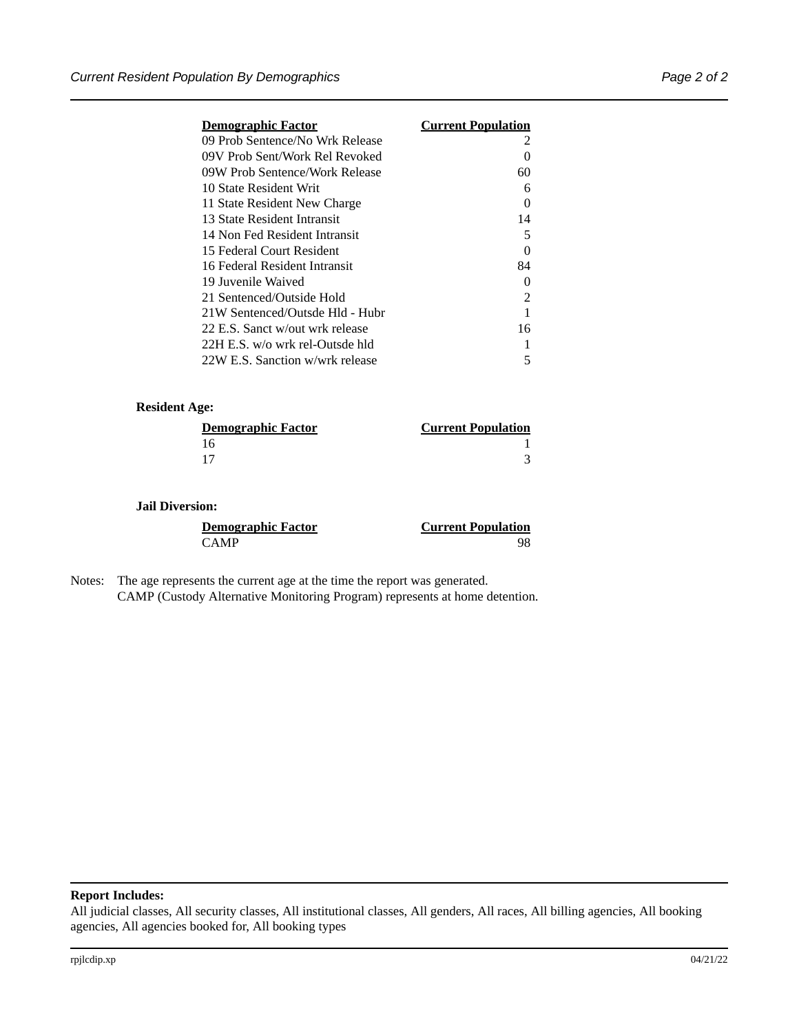| Demographic Factor | Current Population |
| --- | --- |
| 09 Prob Sentence/No Wrk Release | 2 |
| 09V Prob Sent/Work Rel Revoked | 0 |
| 09W Prob Sentence/Work Release | 60 |
| 10 State Resident Writ | 6 |
| 11 State Resident New Charge | 0 |
| 13 State Resident Intransit | 14 |
| 14 Non Fed Resident Intransit | 5 |
| 15 Federal Court Resident | 0 |
| 16 Federal Resident Intransit | 84 |
| 19 Juvenile Waived | 0 |
| 21 Sentenced/Outside Hold | 2 |
| 21W Sentenced/Outsde Hld - Hubr | 1 |
| 22 E.S. Sanct w/out wrk release | 16 |
| 22H E.S. w/o wrk rel-Outsde hld | 1 |
| 22W E.S. Sanction w/wrk release | 5 |

**Resident Age:**

| Demographic Factor | Current Population |
| --- | --- |
| 16 | 1 |
| 17 | 3 |

**Jail Diversion:**

| Demographic Factor | Current Population |
| --- | --- |
| CAMP | 98 |

Notes: The age represents the current age at the time the report was generated.
CAMP (Custody Alternative Monitoring Program) represents at home detention.

**Report Includes:**

All judicial classes, All security classes, All institutional classes, All genders, All races, All billing agencies, All booking agencies, All agencies booked for, All booking types

rpjlcdip.xp 04/21/22